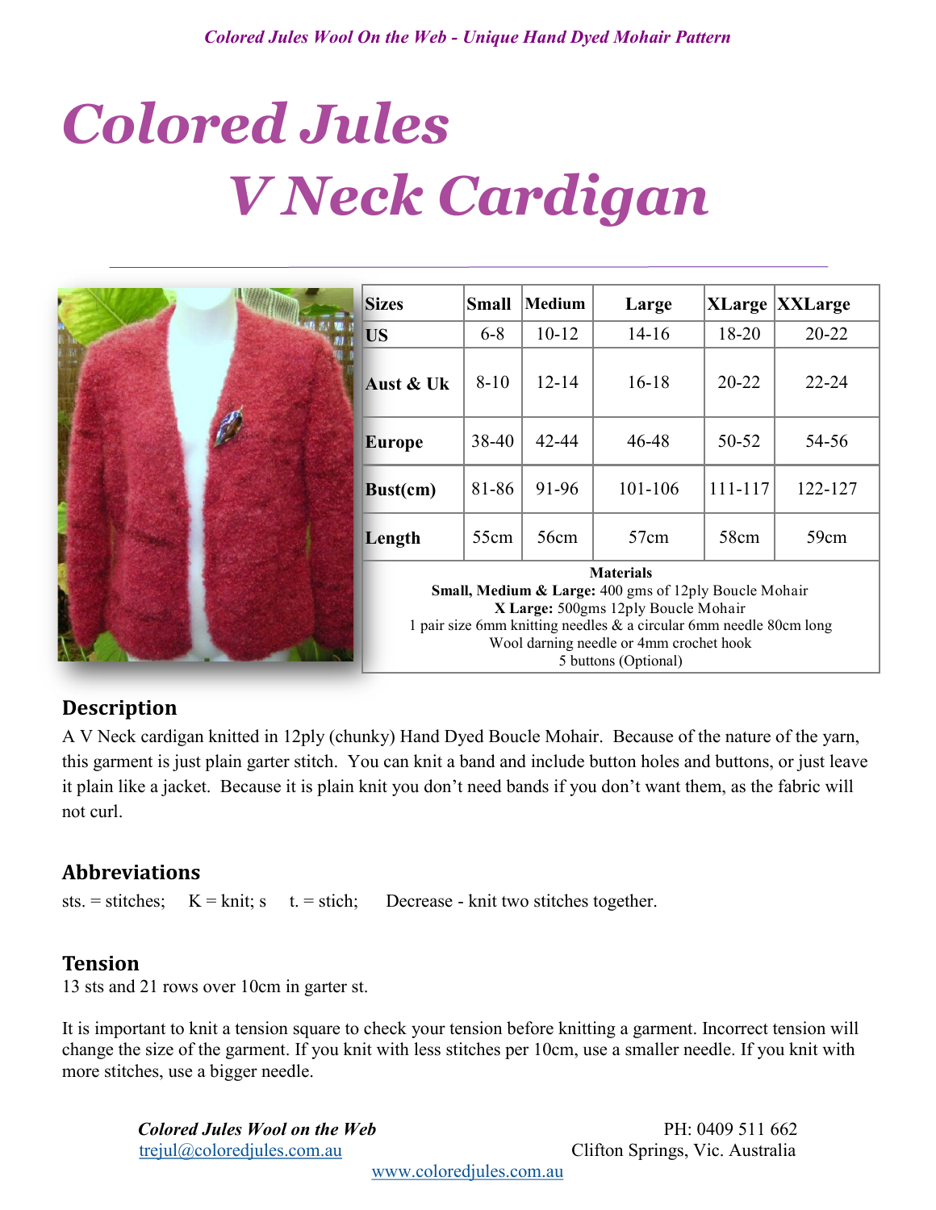# Colored Jules

# V Neck Cardigan

| Sizes | Small | Medium | Large | XLarge | XXLarge |
|---|---|---|---|---|---|
| US | 6-8 | 10-12 | 14-16 | 18-20 | 20-22 |
| Aust & Uk | 8-10 | 12-14 | 16-18 | 20-22 | 22-24 |
| Europe | 38-40 | 42-44 | 46-48 | 50-52 | 54-56 |
| Bust(cm) | 81-86 | 91-96 | 101-106 | 111-117 | 122-127 |
| Length | 55cm | 56cm | 57cm | 58cm | 59cm |

**Materials**

**Small, Medium & Large:** 400 gms of 12ply Boucle Mohair
**X Large:** 500gms 12ply Boucle Mohair
1 pair size 6mm knitting needles & a circular 6mm needle 80cm long
Wool darning needle or 4mm crochet hook
5 buttons (Optional)

## Description

A V Neck cardigan knitted in 12ply (chunky) Hand Dyed Boucle Mohair. Because of the nature of the yarn, this garment is just plain garter stitch. You can knit a band and include button holes and buttons, or just leave it plain like a jacket. Because it is plain knit you don't need bands if you don't want them, as the fabric will not curl.

## Abbreviations

sts. = stitches; K = knit; s t. = stich; Decrease - knit two stitches together.

## Tension

13 sts and 21 rows over 10cm in garter st.

It is important to knit a tension square to check your tension before knitting a garment. Incorrect tension will change the size of the garment. If you knit with less stitches per 10cm, use a smaller needle. If you knit with more stitches, use a bigger needle.

*Colored Jules Wool on the Web*
trejul@coloredjules.com.au
PH: 0409 511 662
Clifton Springs, Vic. Australia
www.coloredjules.com.au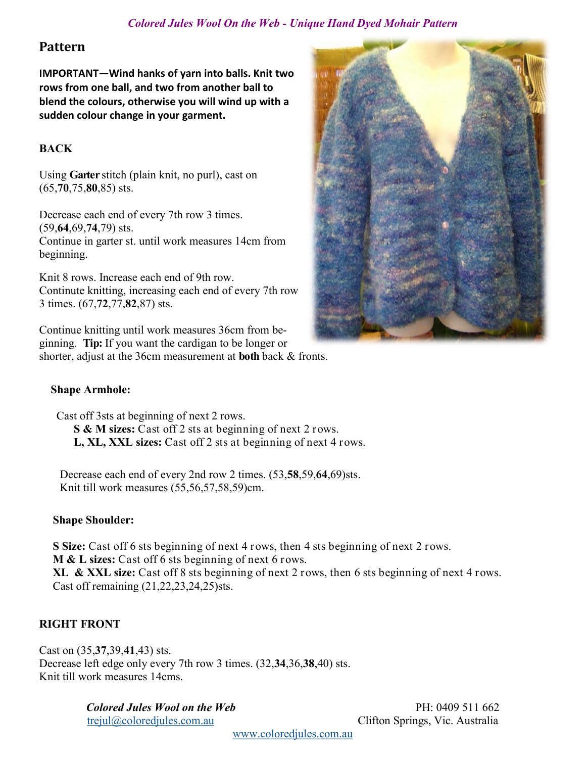## Pattern

**IMPORTANT—Wind hanks of yarn into balls. Knit two rows from one ball, and two from another ball to blend the colours, otherwise you will wind up with a sudden colour change in your garment.**

### BACK

Using **Garter** stitch (plain knit, no purl), cast on (65,**70**,75,**80**,85) sts.

Decrease each end of every 7th row 3 times. (59,**64**,69,**74**,79) sts.
Continue in garter st. until work measures 14cm from beginning.

Knit 8 rows. Increase each end of 9th row.
Contiunte knitting, increasing each end of every 7th row 3 times. (67,**72**,77,**82**,87) sts.

Continue knitting until work measures 36cm from beginning. **Tip:** If you want the cardigan to be longer or shorter, adjust at the 36cm measurement at **both** back & fronts.

#### Shape Armhole:

Cast off 3sts at beginning of next 2 rows.
**S & M sizes:** Cast off 2 sts at beginning of next 2 rows.
**L, XL, XXL sizes:** Cast off 2 sts at beginning of next 4 rows.

Decrease each end of every 2nd row 2 times. (53,**58**,59,**64**,69)sts.
Knit till work measures (55,56,57,58,59)cm.

#### Shape Shoulder:

**S Size:** Cast off 6 sts beginning of next 4 rows, then 4 sts beginning of next 2 rows.
**M & L sizes:** Cast off 6 sts beginning of next 6 rows.
**XL & XXL size:** Cast off 8 sts beginning of next 2 rows, then 6 sts beginning of next 4 rows.
Cast off remaining (21,22,23,24,25)sts.

### RIGHT FRONT

Cast on (35,**37**,39,**41**,43) sts.
Decrease left edge only every 7th row 3 times. (32,**34**,36,**38**,40) sts.
Knit till work measures 14cms.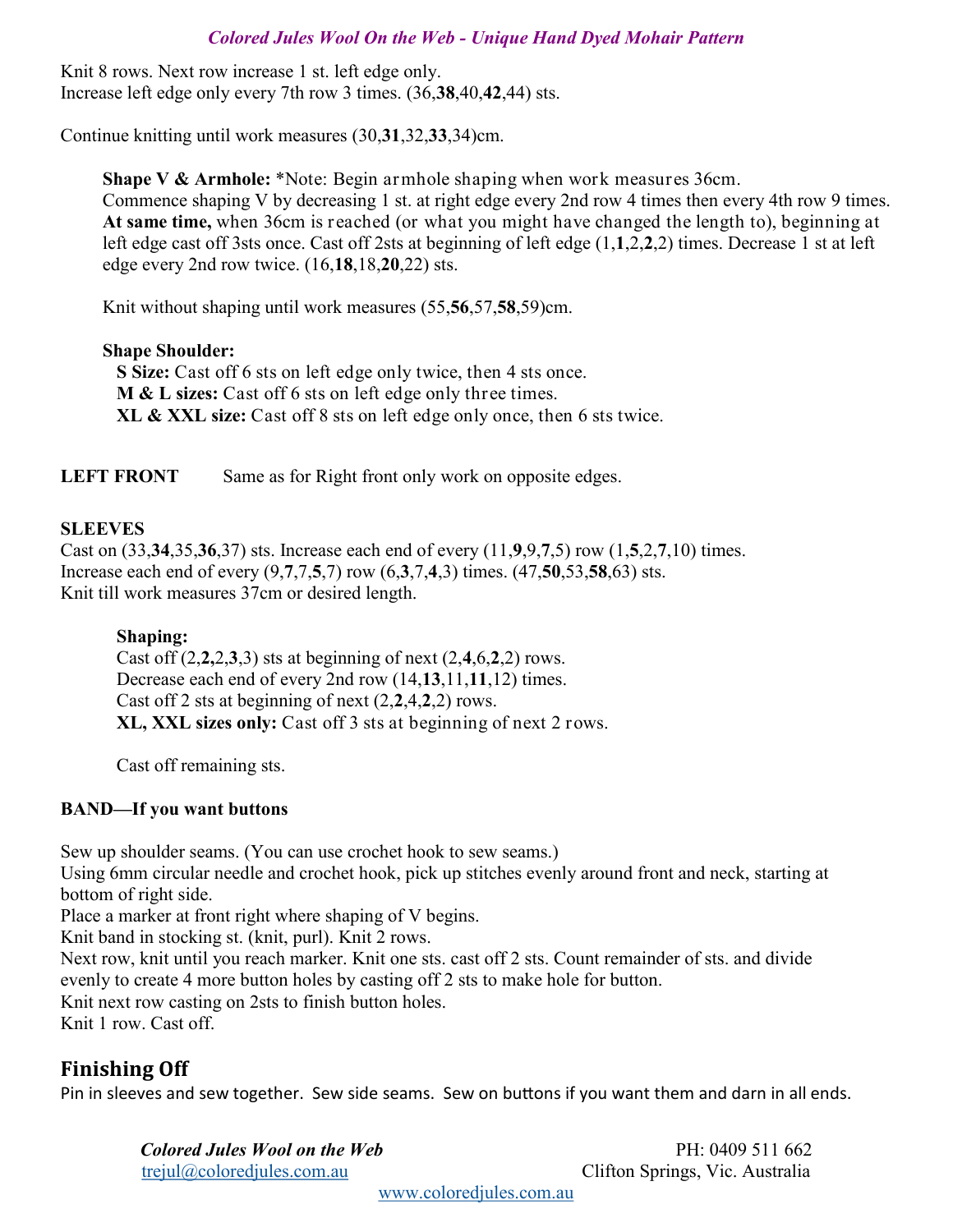Knit 8 rows. Next row increase 1 st. left edge only.
Increase left edge only every 7th row 3 times. (36,**38**,40,**42**,44) sts.

Continue knitting until work measures (30,**31**,32,**33**,34)cm.

**Shape V & Armhole:** *Note: Begin armhole shaping when work measures 36cm.
Commence shaping V by decreasing 1 st. at right edge every 2nd row 4 times then every 4th row 9 times.
**At same time,** when 36cm is reached (or what you might have changed the length to), beginning at left edge cast off 3sts once. Cast off 2sts at beginning of left edge (1,**1**,2,**2**,2) times. Decrease 1 st at left edge every 2nd row twice. (16,**18**,18,**20**,22) sts.

Knit without shaping until work measures (55,**56**,57,**58**,59)cm.

**Shape Shoulder:**
**S Size:** Cast off 6 sts on left edge only twice, then 4 sts once.
**M & L sizes:** Cast off 6 sts on left edge only three times.
**XL & XXL size:** Cast off 8 sts on left edge only once, then 6 sts twice.

**LEFT FRONT** Same as for Right front only work on opposite edges.

**SLEEVES**
Cast on (33,**34**,35,**36**,37) sts. Increase each end of every (11,**9**,9,**7**,5) row (1,**5**,2,**7**,10) times.
Increase each end of every (9,**7**,7,**5**,7) row (6,**3**,7,**4**,3) times. (47,**50**,53,**58**,63) sts.
Knit till work measures 37cm or desired length.

**Shaping:**
Cast off (2,**2**,2,**3**,3) sts at beginning of next (2,**4**,6,**2**,2) rows.
Decrease each end of every 2nd row (14,**13**,11,**11**,12) times.
Cast off 2 sts at beginning of next (2,**2**,4,**2**,2) rows.
**XL, XXL sizes only:** Cast off 3 sts at beginning of next 2 rows.

Cast off remaining sts.

**BAND—If you want buttons**

Sew up shoulder seams. (You can use crochet hook to sew seams.)
Using 6mm circular needle and crochet hook, pick up stitches evenly around front and neck, starting at bottom of right side.
Place a marker at front right where shaping of V begins.
Knit band in stocking st. (knit, purl). Knit 2 rows.
Next row, knit until you reach marker. Knit one sts. cast off 2 sts. Count remainder of sts. and divide evenly to create 4 more button holes by casting off 2 sts to make hole for button.
Knit next row casting on 2sts to finish button holes.
Knit 1 row. Cast off.

## Finishing Off

Pin in sleeves and sew together. Sew side seams. Sew on buttons if you want them and darn in all ends.

*Colored Jules Wool on the Web*
trejul@coloredjules.com.au
PH: 0409 511 662
Clifton Springs, Vic. Australia
www.coloredjules.com.au